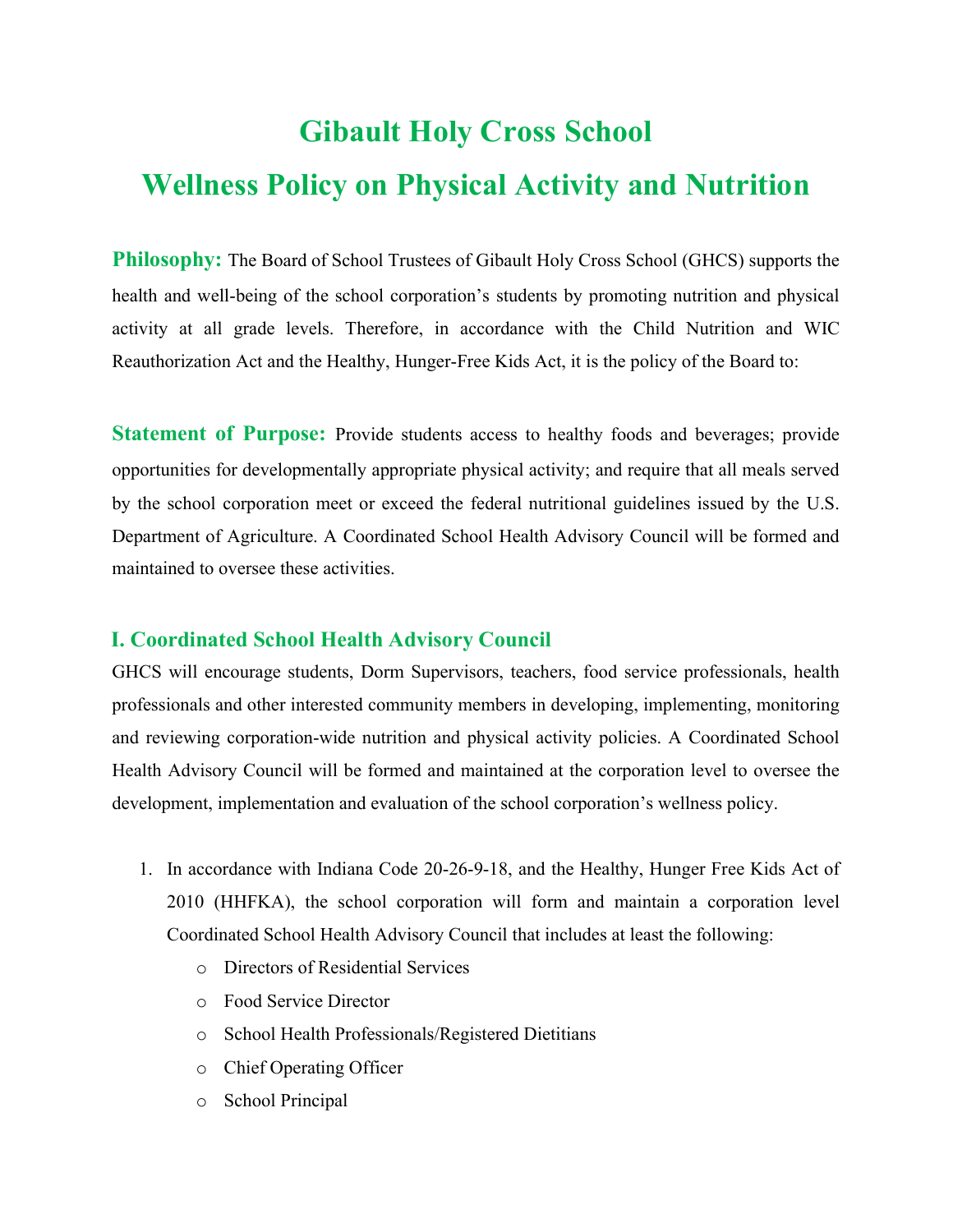# Gibault Holy Cross School

# Wellness Policy on Physical Activity and Nutrition

**Philosophy:** The Board of School Trustees of Gibault Holy Cross School (GHCS) supports the health and well-being of the school corporation's students by promoting nutrition and physical activity at all grade levels. Therefore, in accordance with the Child Nutrition and WIC Reauthorization Act and the Healthy, Hunger-Free Kids Act, it is the policy of the Board to:

**Statement of Purpose:** Provide students access to healthy foods and beverages; provide opportunities for developmentally appropriate physical activity; and require that all meals served by the school corporation meet or exceed the federal nutritional guidelines issued by the U.S. Department of Agriculture. A Coordinated School Health Advisory Council will be formed and maintained to oversee these activities.

## I. Coordinated School Health Advisory Council

GHCS will encourage students, Dorm Supervisors, teachers, food service professionals, health professionals and other interested community members in developing, implementing, monitoring and reviewing corporation-wide nutrition and physical activity policies. A Coordinated School Health Advisory Council will be formed and maintained at the corporation level to oversee the development, implementation and evaluation of the school corporation's wellness policy.

1. In accordance with Indiana Code 20-26-9-18, and the Healthy, Hunger Free Kids Act of 2010 (HHFKA), the school corporation will form and maintain a corporation level Coordinated School Health Advisory Council that includes at least the following:
   - Directors of Residential Services
   - Food Service Director
   - School Health Professionals/Registered Dietitians
   - Chief Operating Officer
   - School Principal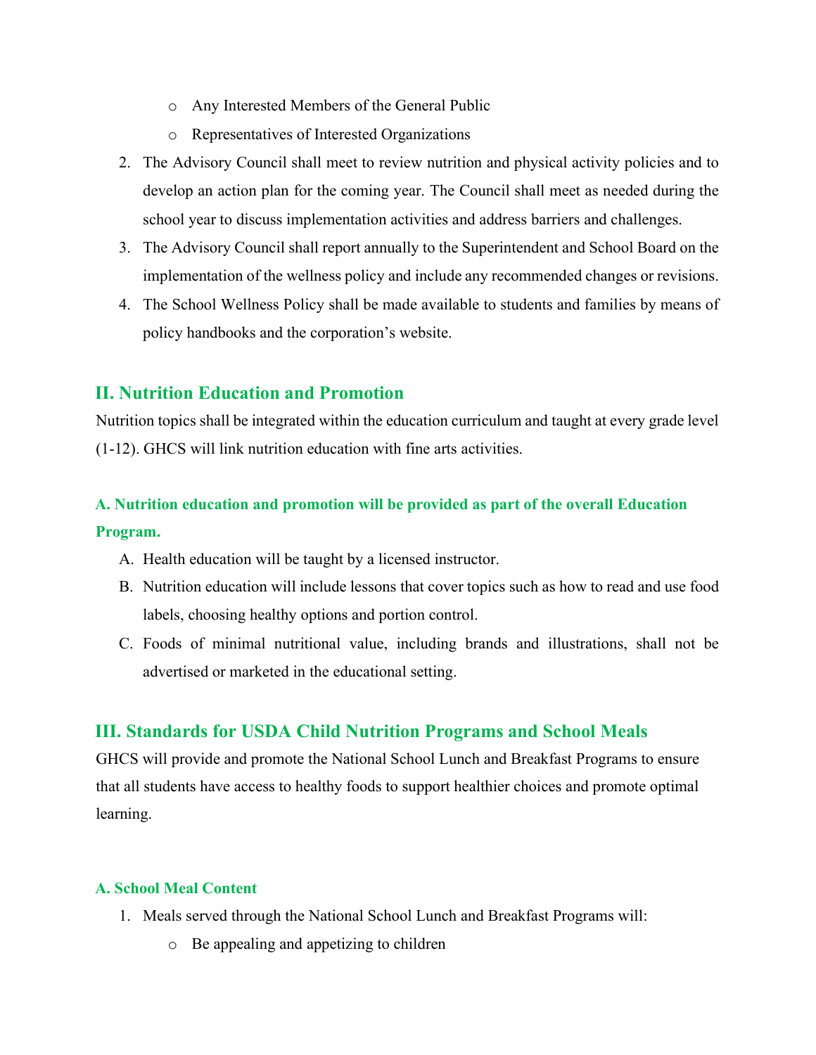- Any Interested Members of the General Public
  - Representatives of Interested Organizations

2. The Advisory Council shall meet to review nutrition and physical activity policies and to develop an action plan for the coming year. The Council shall meet as needed during the school year to discuss implementation activities and address barriers and challenges.
3. The Advisory Council shall report annually to the Superintendent and School Board on the implementation of the wellness policy and include any recommended changes or revisions.
4. The School Wellness Policy shall be made available to students and families by means of policy handbooks and the corporation's website.

## II. Nutrition Education and Promotion

Nutrition topics shall be integrated within the education curriculum and taught at every grade level (1-12). GHCS will link nutrition education with fine arts activities.

### A. Nutrition education and promotion will be provided as part of the overall Education Program.

A. Health education will be taught by a licensed instructor.
B. Nutrition education will include lessons that cover topics such as how to read and use food labels, choosing healthy options and portion control.
C. Foods of minimal nutritional value, including brands and illustrations, shall not be advertised or marketed in the educational setting.

## III. Standards for USDA Child Nutrition Programs and School Meals

GHCS will provide and promote the National School Lunch and Breakfast Programs to ensure that all students have access to healthy foods to support healthier choices and promote optimal learning.

### A. School Meal Content

1. Meals served through the National School Lunch and Breakfast Programs will:
   - Be appealing and appetizing to children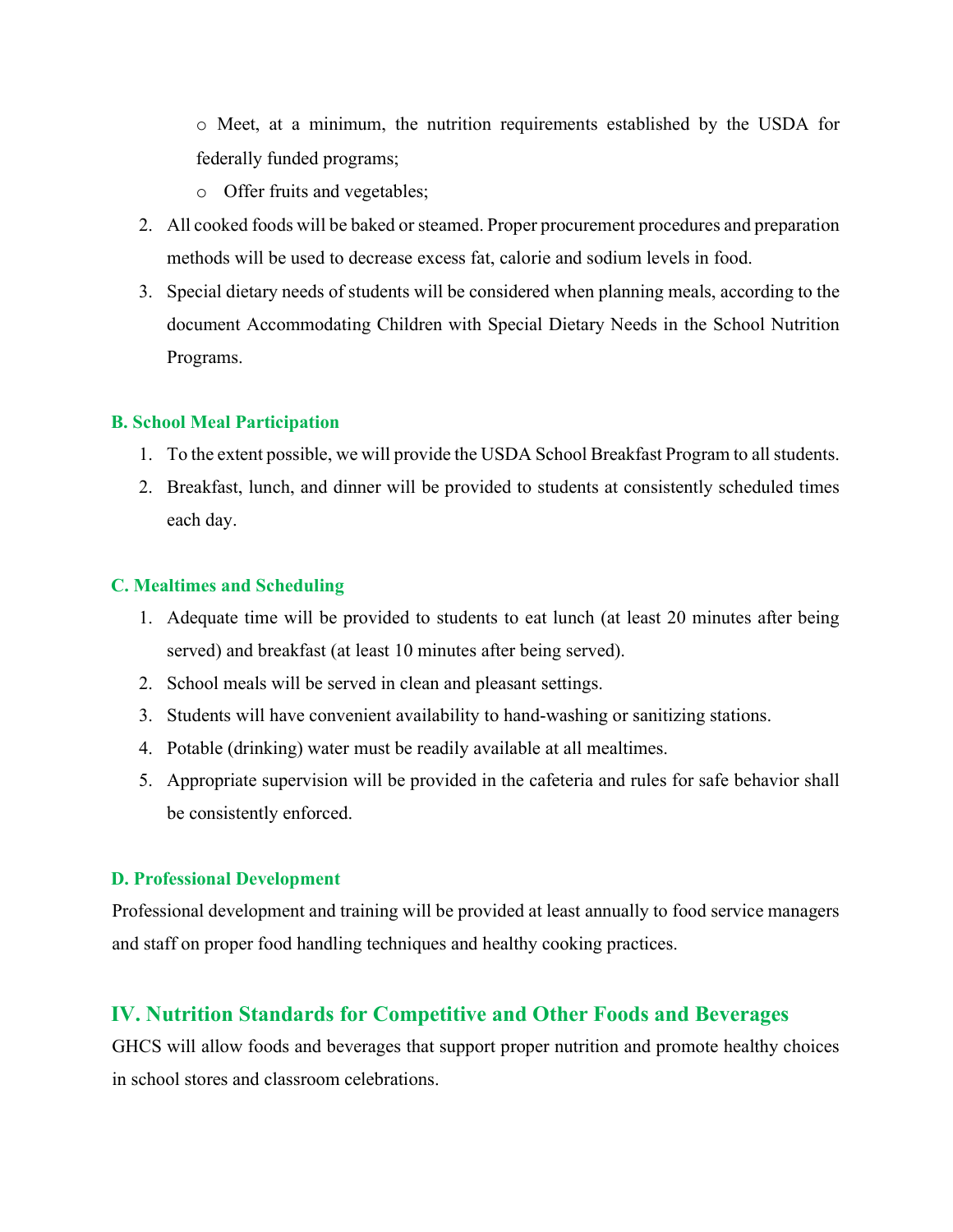- Meet, at a minimum, the nutrition requirements established by the USDA for federally funded programs;
- Offer fruits and vegetables;

2. All cooked foods will be baked or steamed. Proper procurement procedures and preparation methods will be used to decrease excess fat, calorie and sodium levels in food.
3. Special dietary needs of students will be considered when planning meals, according to the document Accommodating Children with Special Dietary Needs in the School Nutrition Programs.

### B. School Meal Participation

1. To the extent possible, we will provide the USDA School Breakfast Program to all students.
2. Breakfast, lunch, and dinner will be provided to students at consistently scheduled times each day.

### C. Mealtimes and Scheduling

1. Adequate time will be provided to students to eat lunch (at least 20 minutes after being served) and breakfast (at least 10 minutes after being served).
2. School meals will be served in clean and pleasant settings.
3. Students will have convenient availability to hand-washing or sanitizing stations.
4. Potable (drinking) water must be readily available at all mealtimes.
5. Appropriate supervision will be provided in the cafeteria and rules for safe behavior shall be consistently enforced.

### D. Professional Development

Professional development and training will be provided at least annually to food service managers and staff on proper food handling techniques and healthy cooking practices.

## IV. Nutrition Standards for Competitive and Other Foods and Beverages

GHCS will allow foods and beverages that support proper nutrition and promote healthy choices in school stores and classroom celebrations.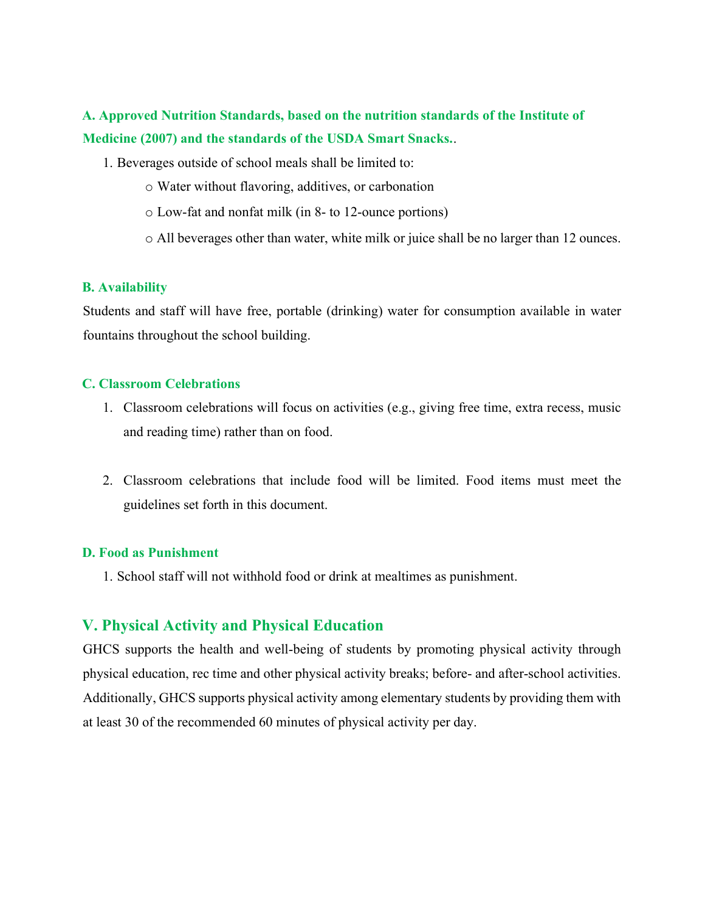### A. Approved Nutrition Standards, based on the nutrition standards of the Institute of Medicine (2007) and the standards of the USDA Smart Snacks..

1. Beverages outside of school meals shall be limited to:
   - o Water without flavoring, additives, or carbonation
   - o Low-fat and nonfat milk (in 8- to 12-ounce portions)
   - o All beverages other than water, white milk or juice shall be no larger than 12 ounces.

### B. Availability

Students and staff will have free, portable (drinking) water for consumption available in water fountains throughout the school building.

### C. Classroom Celebrations

1. Classroom celebrations will focus on activities (e.g., giving free time, extra recess, music and reading time) rather than on food.

2. Classroom celebrations that include food will be limited. Food items must meet the guidelines set forth in this document.

### D. Food as Punishment

1. School staff will not withhold food or drink at mealtimes as punishment.

## V. Physical Activity and Physical Education

GHCS supports the health and well-being of students by promoting physical activity through physical education, rec time and other physical activity breaks; before- and after-school activities. Additionally, GHCS supports physical activity among elementary students by providing them with at least 30 of the recommended 60 minutes of physical activity per day.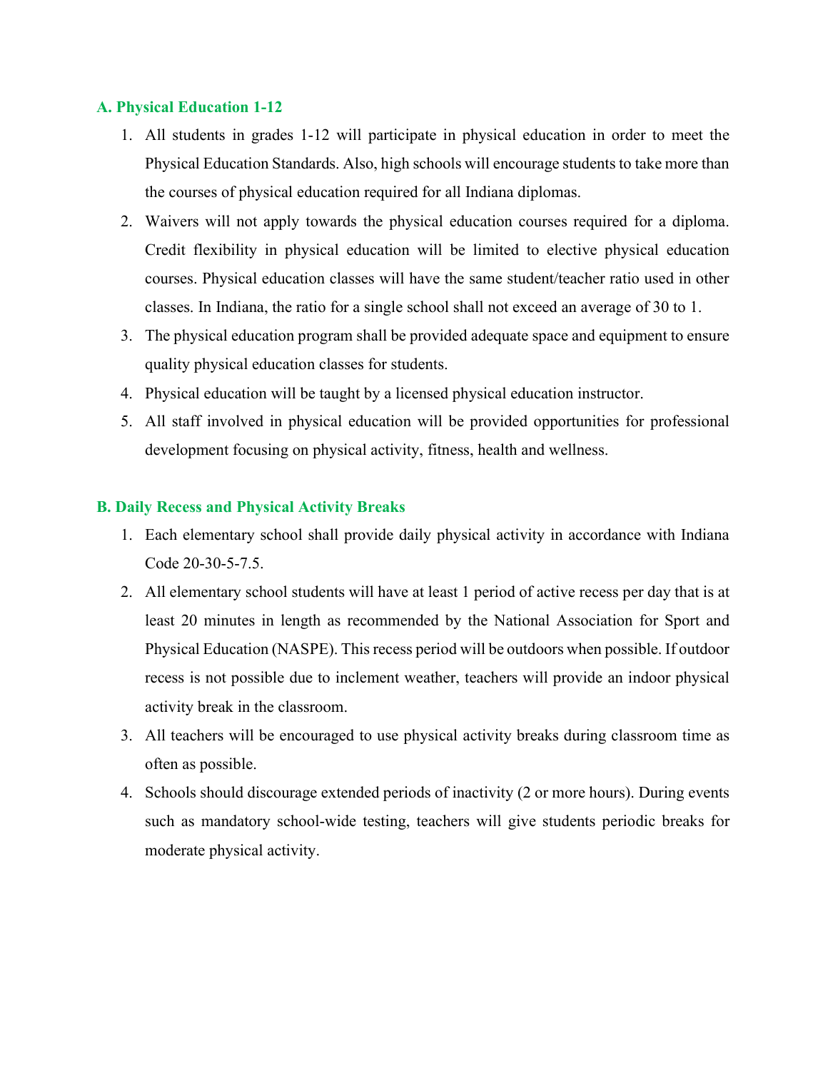### A. Physical Education 1-12

1. All students in grades 1-12 will participate in physical education in order to meet the Physical Education Standards. Also, high schools will encourage students to take more than the courses of physical education required for all Indiana diplomas.
2. Waivers will not apply towards the physical education courses required for a diploma. Credit flexibility in physical education will be limited to elective physical education courses. Physical education classes will have the same student/teacher ratio used in other classes. In Indiana, the ratio for a single school shall not exceed an average of 30 to 1.
3. The physical education program shall be provided adequate space and equipment to ensure quality physical education classes for students.
4. Physical education will be taught by a licensed physical education instructor.
5. All staff involved in physical education will be provided opportunities for professional development focusing on physical activity, fitness, health and wellness.

### B. Daily Recess and Physical Activity Breaks

1. Each elementary school shall provide daily physical activity in accordance with Indiana Code 20-30-5-7.5.
2. All elementary school students will have at least 1 period of active recess per day that is at least 20 minutes in length as recommended by the National Association for Sport and Physical Education (NASPE). This recess period will be outdoors when possible. If outdoor recess is not possible due to inclement weather, teachers will provide an indoor physical activity break in the classroom.
3. All teachers will be encouraged to use physical activity breaks during classroom time as often as possible.
4. Schools should discourage extended periods of inactivity (2 or more hours). During events such as mandatory school-wide testing, teachers will give students periodic breaks for moderate physical activity.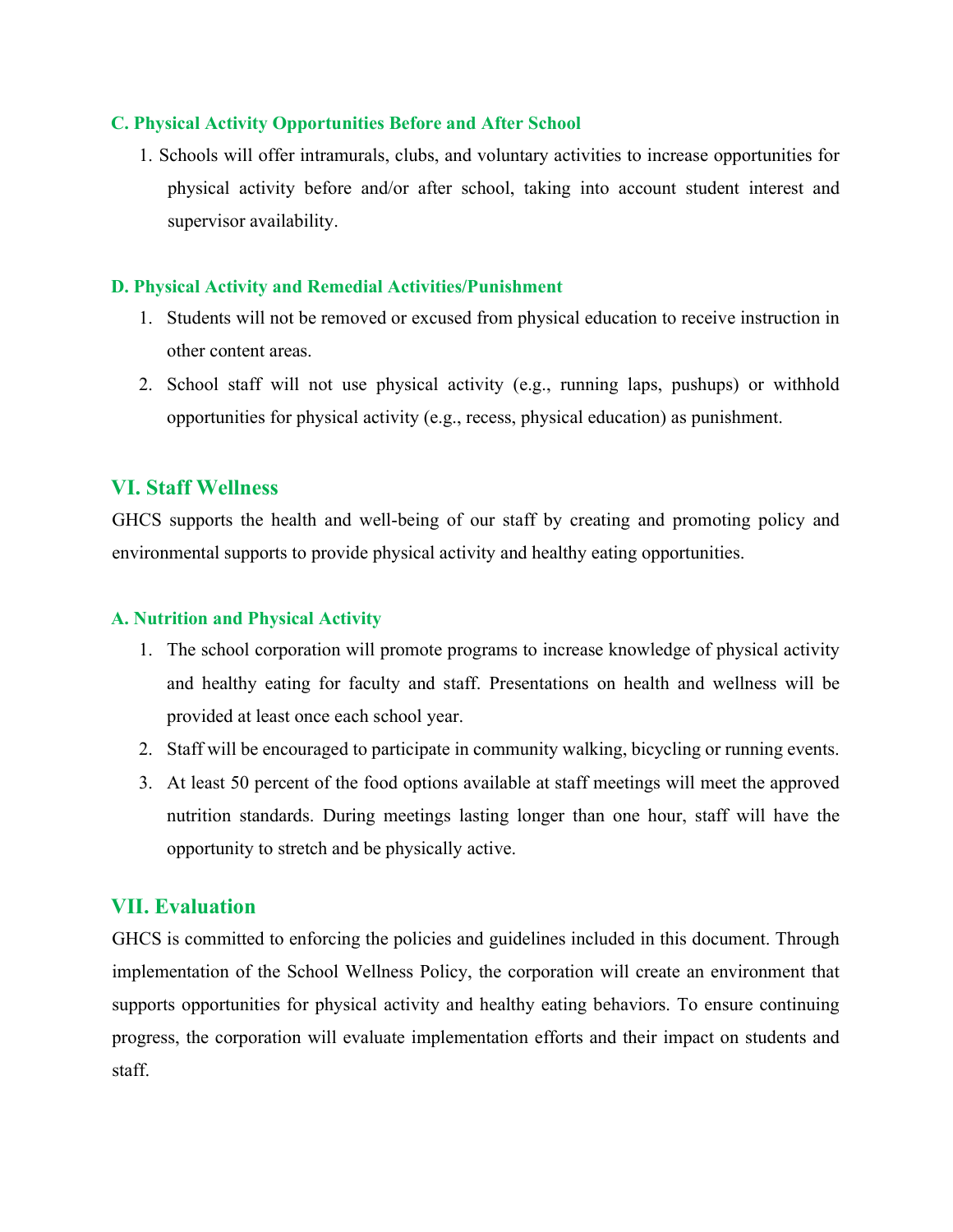### C. Physical Activity Opportunities Before and After School

1. Schools will offer intramurals, clubs, and voluntary activities to increase opportunities for physical activity before and/or after school, taking into account student interest and supervisor availability.

### D. Physical Activity and Remedial Activities/Punishment

1. Students will not be removed or excused from physical education to receive instruction in other content areas.
2. School staff will not use physical activity (e.g., running laps, pushups) or withhold opportunities for physical activity (e.g., recess, physical education) as punishment.

## VI. Staff Wellness

GHCS supports the health and well-being of our staff by creating and promoting policy and environmental supports to provide physical activity and healthy eating opportunities.

### A. Nutrition and Physical Activity

1. The school corporation will promote programs to increase knowledge of physical activity and healthy eating for faculty and staff. Presentations on health and wellness will be provided at least once each school year.
2. Staff will be encouraged to participate in community walking, bicycling or running events.
3. At least 50 percent of the food options available at staff meetings will meet the approved nutrition standards. During meetings lasting longer than one hour, staff will have the opportunity to stretch and be physically active.

## VII. Evaluation

GHCS is committed to enforcing the policies and guidelines included in this document. Through implementation of the School Wellness Policy, the corporation will create an environment that supports opportunities for physical activity and healthy eating behaviors. To ensure continuing progress, the corporation will evaluate implementation efforts and their impact on students and staff.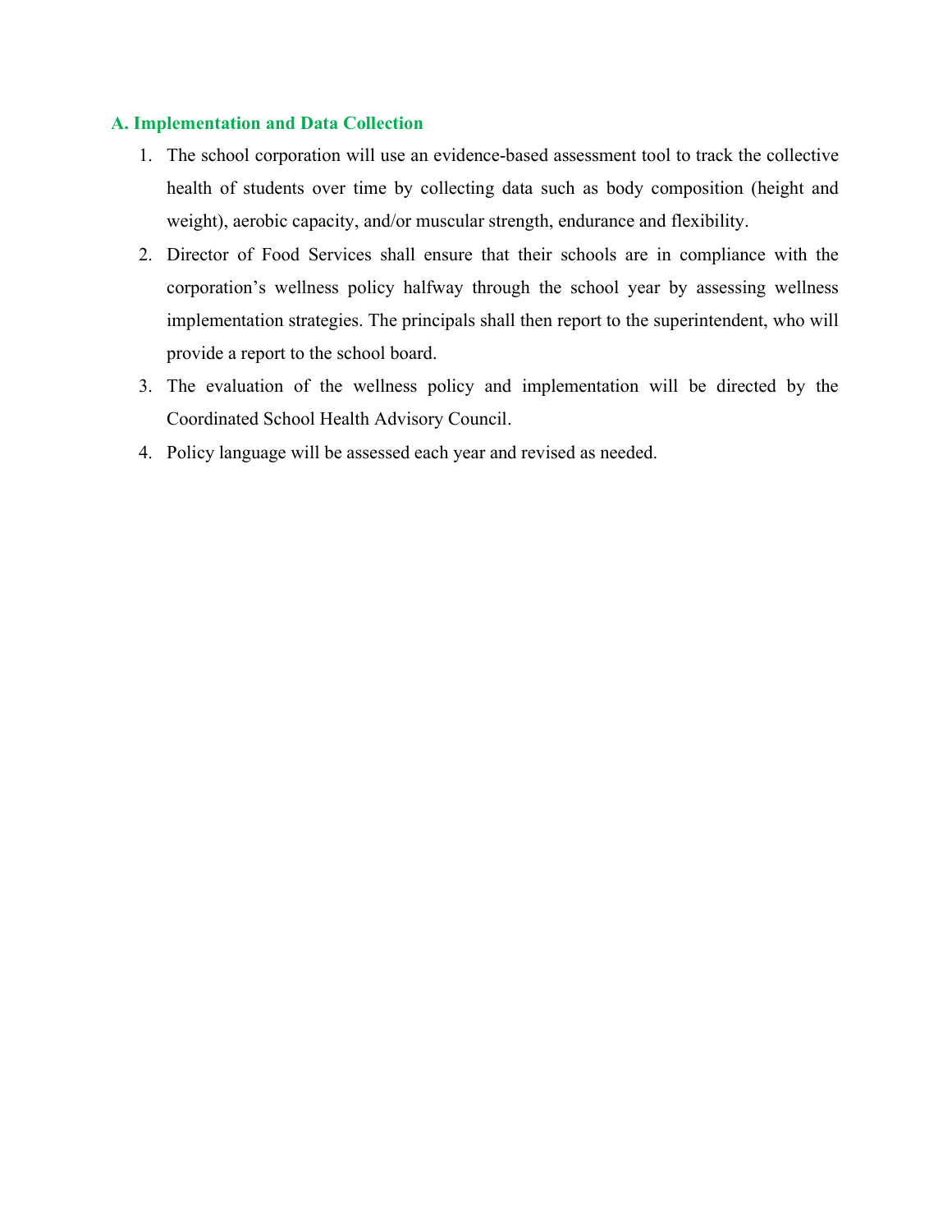### A. Implementation and Data Collection

1. The school corporation will use an evidence-based assessment tool to track the collective health of students over time by collecting data such as body composition (height and weight), aerobic capacity, and/or muscular strength, endurance and flexibility.
2. Director of Food Services shall ensure that their schools are in compliance with the corporation's wellness policy halfway through the school year by assessing wellness implementation strategies. The principals shall then report to the superintendent, who will provide a report to the school board.
3. The evaluation of the wellness policy and implementation will be directed by the Coordinated School Health Advisory Council.
4. Policy language will be assessed each year and revised as needed.